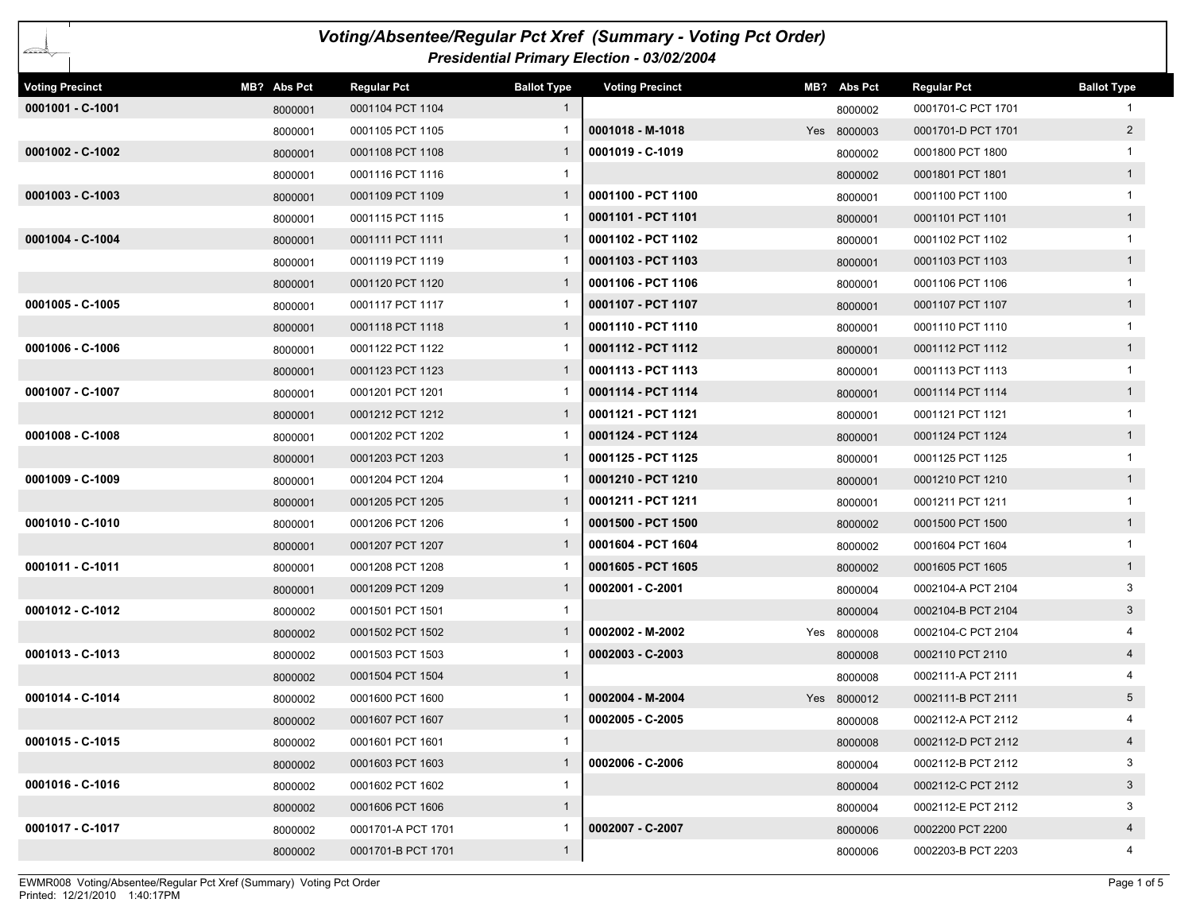# Voting/Absentee/Regular Pct Xref (Summary - Voting Pct Order)

## Presidential Primary Election - 03/02/2004

| Voting Precinct | MB? | Abs Pct | Regular Pct | Ballot Type |
|---|---|---|---|---|
| **0001001 - C-1001** | | 8000001 | 0001104 PCT 1104 | 1 |
| | | 8000001 | 0001105 PCT 1105 | 1 |
| **0001002 - C-1002** | | 8000001 | 0001108 PCT 1108 | 1 |
| | | 8000001 | 0001116 PCT 1116 | 1 |
| **0001003 - C-1003** | | 8000001 | 0001109 PCT 1109 | 1 |
| | | 8000001 | 0001115 PCT 1115 | 1 |
| **0001004 - C-1004** | | 8000001 | 0001111 PCT 1111 | 1 |
| | | 8000001 | 0001119 PCT 1119 | 1 |
| | | 8000001 | 0001120 PCT 1120 | 1 |
| **0001005 - C-1005** | | 8000001 | 0001117 PCT 1117 | 1 |
| | | 8000001 | 0001118 PCT 1118 | 1 |
| **0001006 - C-1006** | | 8000001 | 0001122 PCT 1122 | 1 |
| | | 8000001 | 0001123 PCT 1123 | 1 |
| **0001007 - C-1007** | | 8000001 | 0001201 PCT 1201 | 1 |
| | | 8000001 | 0001212 PCT 1212 | 1 |
| **0001008 - C-1008** | | 8000001 | 0001202 PCT 1202 | 1 |
| | | 8000001 | 0001203 PCT 1203 | 1 |
| **0001009 - C-1009** | | 8000001 | 0001204 PCT 1204 | 1 |
| | | 8000001 | 0001205 PCT 1205 | 1 |
| **0001010 - C-1010** | | 8000001 | 0001206 PCT 1206 | 1 |
| | | 8000001 | 0001207 PCT 1207 | 1 |
| **0001011 - C-1011** | | 8000001 | 0001208 PCT 1208 | 1 |
| | | 8000001 | 0001209 PCT 1209 | 1 |
| **0001012 - C-1012** | | 8000002 | 0001501 PCT 1501 | 1 |
| | | 8000002 | 0001502 PCT 1502 | 1 |
| **0001013 - C-1013** | | 8000002 | 0001503 PCT 1503 | 1 |
| | | 8000002 | 0001504 PCT 1504 | 1 |
| **0001014 - C-1014** | | 8000002 | 0001600 PCT 1600 | 1 |
| | | 8000002 | 0001607 PCT 1607 | 1 |
| **0001015 - C-1015** | | 8000002 | 0001601 PCT 1601 | 1 |
| | | 8000002 | 0001603 PCT 1603 | 1 |
| **0001016 - C-1016** | | 8000002 | 0001602 PCT 1602 | 1 |
| | | 8000002 | 0001606 PCT 1606 | 1 |
| **0001017 - C-1017** | | 8000002 | 0001701-A PCT 1701 | 1 |
| | | 8000002 | 0001701-B PCT 1701 | 1 |
| | | 8000002 | 0001701-C PCT 1701 | 1 |
| **0001018 - M-1018** | Yes | 8000003 | 0001701-D PCT 1701 | 2 |
| **0001019 - C-1019** | | 8000002 | 0001800 PCT 1800 | 1 |
| | | 8000002 | 0001801 PCT 1801 | 1 |
| **0001100 - PCT 1100** | | 8000001 | 0001100 PCT 1100 | 1 |
| **0001101 - PCT 1101** | | 8000001 | 0001101 PCT 1101 | 1 |
| **0001102 - PCT 1102** | | 8000001 | 0001102 PCT 1102 | 1 |
| **0001103 - PCT 1103** | | 8000001 | 0001103 PCT 1103 | 1 |
| **0001106 - PCT 1106** | | 8000001 | 0001106 PCT 1106 | 1 |
| **0001107 - PCT 1107** | | 8000001 | 0001107 PCT 1107 | 1 |
| **0001110 - PCT 1110** | | 8000001 | 0001110 PCT 1110 | 1 |
| **0001112 - PCT 1112** | | 8000001 | 0001112 PCT 1112 | 1 |
| **0001113 - PCT 1113** | | 8000001 | 0001113 PCT 1113 | 1 |
| **0001114 - PCT 1114** | | 8000001 | 0001114 PCT 1114 | 1 |
| **0001121 - PCT 1121** | | 8000001 | 0001121 PCT 1121 | 1 |
| **0001124 - PCT 1124** | | 8000001 | 0001124 PCT 1124 | 1 |
| **0001125 - PCT 1125** | | 8000001 | 0001125 PCT 1125 | 1 |
| **0001210 - PCT 1210** | | 8000001 | 0001210 PCT 1210 | 1 |
| **0001211 - PCT 1211** | | 8000001 | 0001211 PCT 1211 | 1 |
| **0001500 - PCT 1500** | | 8000002 | 0001500 PCT 1500 | 1 |
| **0001604 - PCT 1604** | | 8000002 | 0001604 PCT 1604 | 1 |
| **0001605 - PCT 1605** | | 8000002 | 0001605 PCT 1605 | 1 |
| **0002001 - C-2001** | | 8000004 | 0002104-A PCT 2104 | 3 |
| | | 8000004 | 0002104-B PCT 2104 | 3 |
| **0002002 - M-2002** | Yes | 8000008 | 0002104-C PCT 2104 | 4 |
| **0002003 - C-2003** | | 8000008 | 0002110 PCT 2110 | 4 |
| | | 8000008 | 0002111-A PCT 2111 | 4 |
| **0002004 - M-2004** | Yes | 8000012 | 0002111-B PCT 2111 | 5 |
| **0002005 - C-2005** | | 8000008 | 0002112-A PCT 2112 | 4 |
| | | 8000008 | 0002112-D PCT 2112 | 4 |
| **0002006 - C-2006** | | 8000004 | 0002112-B PCT 2112 | 3 |
| | | 8000004 | 0002112-C PCT 2112 | 3 |
| | | 8000004 | 0002112-E PCT 2112 | 3 |
| **0002007 - C-2007** | | 8000006 | 0002200 PCT 2200 | 4 |
| | | 8000006 | 0002203-B PCT 2203 | 4 |

EWMR008 Voting/Absentee/Regular Pct Xref (Summary) Voting Pct Order
Printed: 12/21/2010 1:40:17PM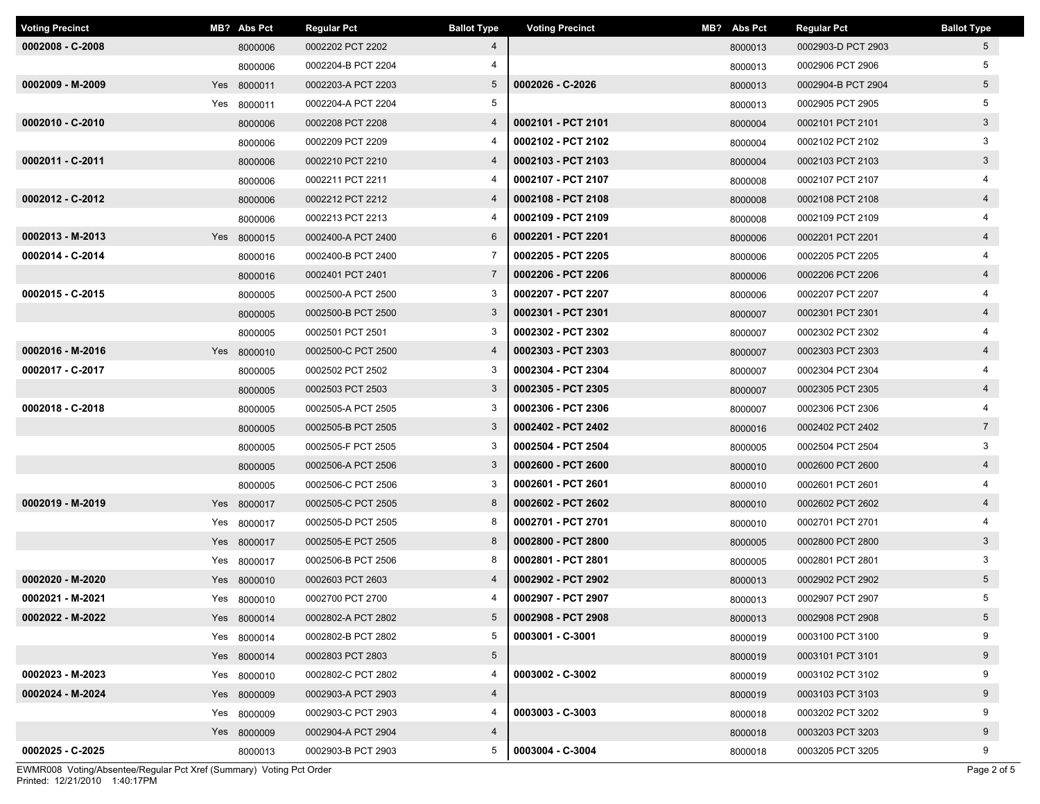| Voting Precinct | MB? | Abs Pct | Regular Pct | Ballot Type |
|---|---|---|---|---|
| 0002008 - C-2008 | | 8000006 | 0002202 PCT 2202 | 4 |
| | | 8000006 | 0002204-B PCT 2204 | 4 |
| 0002009 - M-2009 | Yes | 8000011 | 0002203-A PCT 2203 | 5 |
| | Yes | 8000011 | 0002204-A PCT 2204 | 5 |
| 0002010 - C-2010 | | 8000006 | 0002208 PCT 2208 | 4 |
| | | 8000006 | 0002209 PCT 2209 | 4 |
| 0002011 - C-2011 | | 8000006 | 0002210 PCT 2210 | 4 |
| | | 8000006 | 0002211 PCT 2211 | 4 |
| 0002012 - C-2012 | | 8000006 | 0002212 PCT 2212 | 4 |
| | | 8000006 | 0002213 PCT 2213 | 4 |
| 0002013 - M-2013 | Yes | 8000015 | 0002400-A PCT 2400 | 6 |
| 0002014 - C-2014 | | 8000016 | 0002400-B PCT 2400 | 7 |
| | | 8000016 | 0002401 PCT 2401 | 7 |
| 0002015 - C-2015 | | 8000005 | 0002500-A PCT 2500 | 3 |
| | | 8000005 | 0002500-B PCT 2500 | 3 |
| | | 8000005 | 0002501 PCT 2501 | 3 |
| 0002016 - M-2016 | Yes | 8000010 | 0002500-C PCT 2500 | 4 |
| 0002017 - C-2017 | | 8000005 | 0002502 PCT 2502 | 3 |
| | | 8000005 | 0002503 PCT 2503 | 3 |
| 0002018 - C-2018 | | 8000005 | 0002505-A PCT 2505 | 3 |
| | | 8000005 | 0002505-B PCT 2505 | 3 |
| | | 8000005 | 0002505-F PCT 2505 | 3 |
| | | 8000005 | 0002506-A PCT 2506 | 3 |
| | | 8000005 | 0002506-C PCT 2506 | 3 |
| 0002019 - M-2019 | Yes | 8000017 | 0002505-C PCT 2505 | 8 |
| | Yes | 8000017 | 0002505-D PCT 2505 | 8 |
| | Yes | 8000017 | 0002505-E PCT 2505 | 8 |
| | Yes | 8000017 | 0002506-B PCT 2506 | 8 |
| 0002020 - M-2020 | Yes | 8000010 | 0002603 PCT 2603 | 4 |
| 0002021 - M-2021 | Yes | 8000010 | 0002700 PCT 2700 | 4 |
| 0002022 - M-2022 | Yes | 8000014 | 0002802-A PCT 2802 | 5 |
| | Yes | 8000014 | 0002802-B PCT 2802 | 5 |
| | Yes | 8000014 | 0002803 PCT 2803 | 5 |
| 0002023 - M-2023 | Yes | 8000010 | 0002802-C PCT 2802 | 4 |
| 0002024 - M-2024 | Yes | 8000009 | 0002903-A PCT 2903 | 4 |
| | Yes | 8000009 | 0002903-C PCT 2903 | 4 |
| | Yes | 8000009 | 0002904-A PCT 2904 | 4 |
| 0002025 - C-2025 | | 8000013 | 0002903-B PCT 2903 | 5 |
| | | 8000013 | 0002903-D PCT 2903 | 5 |
| | | 8000013 | 0002906 PCT 2906 | 5 |
| 0002026 - C-2026 | | 8000013 | 0002904-B PCT 2904 | 5 |
| | | 8000013 | 0002905 PCT 2905 | 5 |
| 0002101 - PCT 2101 | | 8000004 | 0002101 PCT 2101 | 3 |
| 0002102 - PCT 2102 | | 8000004 | 0002102 PCT 2102 | 3 |
| 0002103 - PCT 2103 | | 8000004 | 0002103 PCT 2103 | 3 |
| 0002107 - PCT 2107 | | 8000008 | 0002107 PCT 2107 | 4 |
| 0002108 - PCT 2108 | | 8000008 | 0002108 PCT 2108 | 4 |
| 0002109 - PCT 2109 | | 8000008 | 0002109 PCT 2109 | 4 |
| 0002201 - PCT 2201 | | 8000006 | 0002201 PCT 2201 | 4 |
| 0002205 - PCT 2205 | | 8000006 | 0002205 PCT 2205 | 4 |
| 0002206 - PCT 2206 | | 8000006 | 0002206 PCT 2206 | 4 |
| 0002207 - PCT 2207 | | 8000006 | 0002207 PCT 2207 | 4 |
| 0002301 - PCT 2301 | | 8000007 | 0002301 PCT 2301 | 4 |
| 0002302 - PCT 2302 | | 8000007 | 0002302 PCT 2302 | 4 |
| 0002303 - PCT 2303 | | 8000007 | 0002303 PCT 2303 | 4 |
| 0002304 - PCT 2304 | | 8000007 | 0002304 PCT 2304 | 4 |
| 0002305 - PCT 2305 | | 8000007 | 0002305 PCT 2305 | 4 |
| 0002306 - PCT 2306 | | 8000007 | 0002306 PCT 2306 | 4 |
| 0002402 - PCT 2402 | | 8000016 | 0002402 PCT 2402 | 7 |
| 0002504 - PCT 2504 | | 8000005 | 0002504 PCT 2504 | 3 |
| 0002600 - PCT 2600 | | 8000010 | 0002600 PCT 2600 | 4 |
| 0002601 - PCT 2601 | | 8000010 | 0002601 PCT 2601 | 4 |
| 0002602 - PCT 2602 | | 8000010 | 0002602 PCT 2602 | 4 |
| 0002701 - PCT 2701 | | 8000010 | 0002701 PCT 2701 | 4 |
| 0002800 - PCT 2800 | | 8000005 | 0002800 PCT 2800 | 3 |
| 0002801 - PCT 2801 | | 8000005 | 0002801 PCT 2801 | 3 |
| 0002902 - PCT 2902 | | 8000013 | 0002902 PCT 2902 | 5 |
| 0002907 - PCT 2907 | | 8000013 | 0002907 PCT 2907 | 5 |
| 0002908 - PCT 2908 | | 8000013 | 0002908 PCT 2908 | 5 |
| 0003001 - C-3001 | | 8000019 | 0003100 PCT 3100 | 9 |
| | | 8000019 | 0003101 PCT 3101 | 9 |
| 0003002 - C-3002 | | 8000019 | 0003102 PCT 3102 | 9 |
| | | 8000019 | 0003103 PCT 3103 | 9 |
| 0003003 - C-3003 | | 8000018 | 0003202 PCT 3202 | 9 |
| | | 8000018 | 0003203 PCT 3203 | 9 |
| 0003004 - C-3004 | | 8000018 | 0003205 PCT 3205 | 9 |

EWMR008 Voting/Absentee/Regular Pct Xref (Summary) Voting Pct Order
Printed: 12/21/2010 1:40:17PM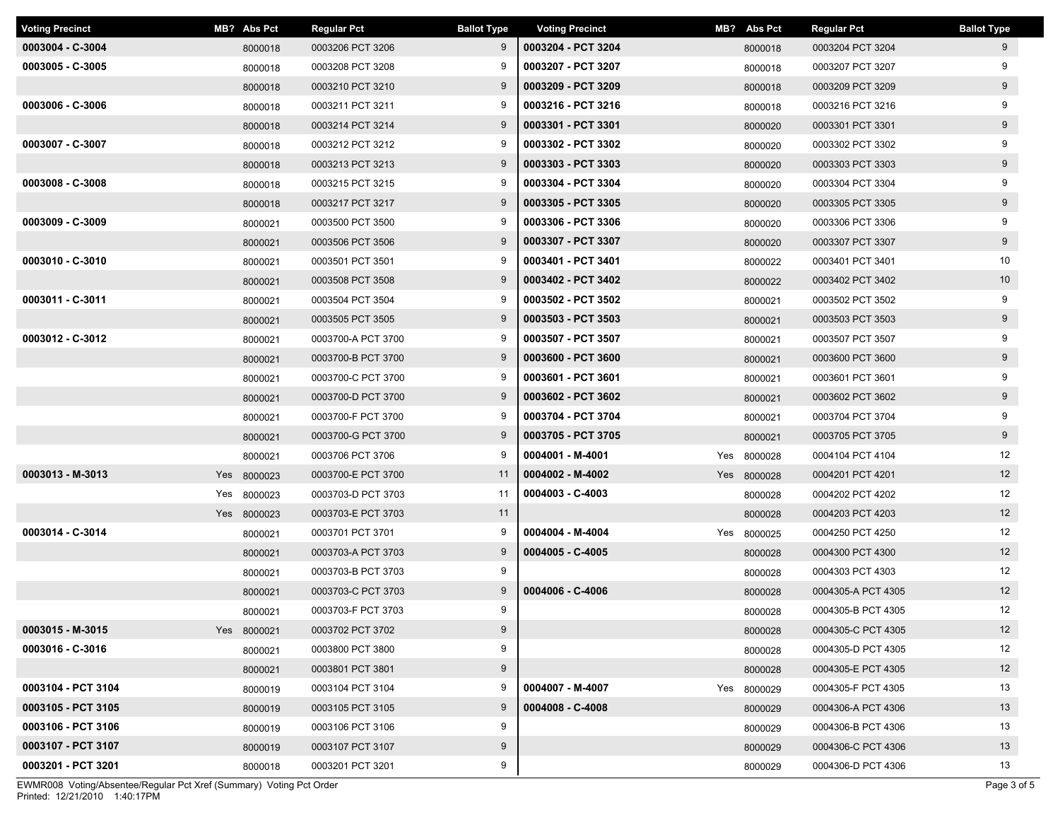| Voting Precinct | MB? | Abs Pct | Regular Pct | Ballot Type |
|---|---|---|---|---|
| 0003004 - C-3004 | | 8000018 | 0003206 PCT 3206 | 9 |
| 0003005 - C-3005 | | 8000018 | 0003208 PCT 3208 | 9 |
| | | 8000018 | 0003210 PCT 3210 | 9 |
| 0003006 - C-3006 | | 8000018 | 0003211 PCT 3211 | 9 |
| | | 8000018 | 0003214 PCT 3214 | 9 |
| 0003007 - C-3007 | | 8000018 | 0003212 PCT 3212 | 9 |
| | | 8000018 | 0003213 PCT 3213 | 9 |
| 0003008 - C-3008 | | 8000018 | 0003215 PCT 3215 | 9 |
| | | 8000018 | 0003217 PCT 3217 | 9 |
| 0003009 - C-3009 | | 8000021 | 0003500 PCT 3500 | 9 |
| | | 8000021 | 0003506 PCT 3506 | 9 |
| 0003010 - C-3010 | | 8000021 | 0003501 PCT 3501 | 9 |
| | | 8000021 | 0003508 PCT 3508 | 9 |
| 0003011 - C-3011 | | 8000021 | 0003504 PCT 3504 | 9 |
| | | 8000021 | 0003505 PCT 3505 | 9 |
| 0003012 - C-3012 | | 8000021 | 0003700-A PCT 3700 | 9 |
| | | 8000021 | 0003700-B PCT 3700 | 9 |
| | | 8000021 | 0003700-C PCT 3700 | 9 |
| | | 8000021 | 0003700-D PCT 3700 | 9 |
| | | 8000021 | 0003700-F PCT 3700 | 9 |
| | | 8000021 | 0003700-G PCT 3700 | 9 |
| | | 8000021 | 0003706 PCT 3706 | 9 |
| 0003013 - M-3013 | Yes | 8000023 | 0003700-E PCT 3700 | 11 |
| | Yes | 8000023 | 0003703-D PCT 3703 | 11 |
| | Yes | 8000023 | 0003703-E PCT 3703 | 11 |
| 0003014 - C-3014 | | 8000021 | 0003701 PCT 3701 | 9 |
| | | 8000021 | 0003703-A PCT 3703 | 9 |
| | | 8000021 | 0003703-B PCT 3703 | 9 |
| | | 8000021 | 0003703-C PCT 3703 | 9 |
| | | 8000021 | 0003703-F PCT 3703 | 9 |
| 0003015 - M-3015 | Yes | 8000021 | 0003702 PCT 3702 | 9 |
| 0003016 - C-3016 | | 8000021 | 0003800 PCT 3800 | 9 |
| | | 8000021 | 0003801 PCT 3801 | 9 |
| 0003104 - PCT 3104 | | 8000019 | 0003104 PCT 3104 | 9 |
| 0003105 - PCT 3105 | | 8000019 | 0003105 PCT 3105 | 9 |
| 0003106 - PCT 3106 | | 8000019 | 0003106 PCT 3106 | 9 |
| 0003107 - PCT 3107 | | 8000019 | 0003107 PCT 3107 | 9 |
| 0003201 - PCT 3201 | | 8000018 | 0003201 PCT 3201 | 9 |
| 0003204 - PCT 3204 | | 8000018 | 0003204 PCT 3204 | 9 |
| 0003207 - PCT 3207 | | 8000018 | 0003207 PCT 3207 | 9 |
| 0003209 - PCT 3209 | | 8000018 | 0003209 PCT 3209 | 9 |
| 0003216 - PCT 3216 | | 8000018 | 0003216 PCT 3216 | 9 |
| 0003301 - PCT 3301 | | 8000020 | 0003301 PCT 3301 | 9 |
| 0003302 - PCT 3302 | | 8000020 | 0003302 PCT 3302 | 9 |
| 0003303 - PCT 3303 | | 8000020 | 0003303 PCT 3303 | 9 |
| 0003304 - PCT 3304 | | 8000020 | 0003304 PCT 3304 | 9 |
| 0003305 - PCT 3305 | | 8000020 | 0003305 PCT 3305 | 9 |
| 0003306 - PCT 3306 | | 8000020 | 0003306 PCT 3306 | 9 |
| 0003307 - PCT 3307 | | 8000020 | 0003307 PCT 3307 | 9 |
| 0003401 - PCT 3401 | | 8000022 | 0003401 PCT 3401 | 10 |
| 0003402 - PCT 3402 | | 8000022 | 0003402 PCT 3402 | 10 |
| 0003502 - PCT 3502 | | 8000021 | 0003502 PCT 3502 | 9 |
| 0003503 - PCT 3503 | | 8000021 | 0003503 PCT 3503 | 9 |
| 0003507 - PCT 3507 | | 8000021 | 0003507 PCT 3507 | 9 |
| 0003600 - PCT 3600 | | 8000021 | 0003600 PCT 3600 | 9 |
| 0003601 - PCT 3601 | | 8000021 | 0003601 PCT 3601 | 9 |
| 0003602 - PCT 3602 | | 8000021 | 0003602 PCT 3602 | 9 |
| 0003704 - PCT 3704 | | 8000021 | 0003704 PCT 3704 | 9 |
| 0003705 - PCT 3705 | | 8000021 | 0003705 PCT 3705 | 9 |
| 0004001 - M-4001 | Yes | 8000028 | 0004104 PCT 4104 | 12 |
| 0004002 - M-4002 | Yes | 8000028 | 0004201 PCT 4201 | 12 |
| 0004003 - C-4003 | | 8000028 | 0004202 PCT 4202 | 12 |
| | | 8000028 | 0004203 PCT 4203 | 12 |
| 0004004 - M-4004 | Yes | 8000025 | 0004250 PCT 4250 | 12 |
| 0004005 - C-4005 | | 8000028 | 0004300 PCT 4300 | 12 |
| | | 8000028 | 0004303 PCT 4303 | 12 |
| 0004006 - C-4006 | | 8000028 | 0004305-A PCT 4305 | 12 |
| | | 8000028 | 0004305-B PCT 4305 | 12 |
| | | 8000028 | 0004305-C PCT 4305 | 12 |
| | | 8000028 | 0004305-D PCT 4305 | 12 |
| | | 8000028 | 0004305-E PCT 4305 | 12 |
| 0004007 - M-4007 | Yes | 8000029 | 0004305-F PCT 4305 | 13 |
| 0004008 - C-4008 | | 8000029 | 0004306-A PCT 4306 | 13 |
| | | 8000029 | 0004306-B PCT 4306 | 13 |
| | | 8000029 | 0004306-C PCT 4306 | 13 |
| | | 8000029 | 0004306-D PCT 4306 | 13 |

EWMR008 Voting/Absentee/Regular Pct Xref (Summary) Voting Pct Order
Printed: 12/21/2010 1:40:17PM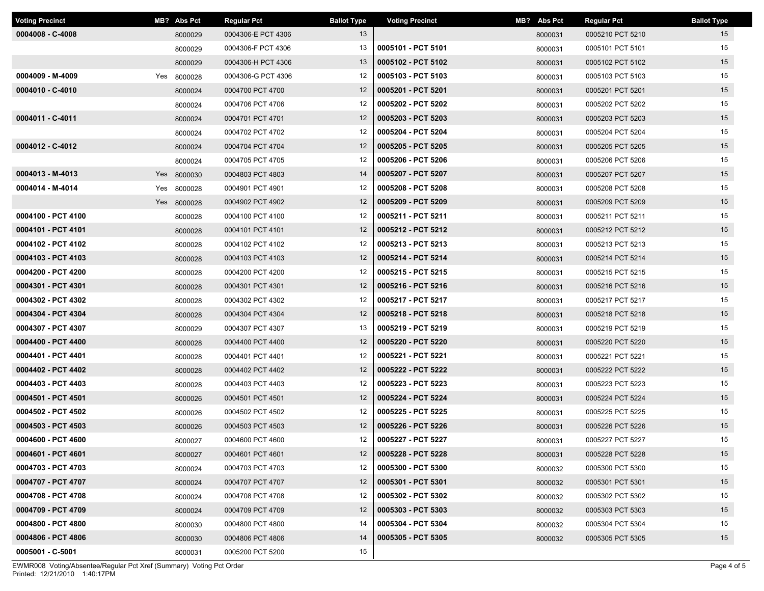| Voting Precinct | MB? | Abs Pct | Regular Pct | Ballot Type |
|---|---|---|---|---|
| 0004008 - C-4008 | | 8000029 | 0004306-E PCT 4306 | 13 |
| | | 8000029 | 0004306-F PCT 4306 | 13 |
| | | 8000029 | 0004306-H PCT 4306 | 13 |
| 0004009 - M-4009 | Yes | 8000028 | 0004306-G PCT 4306 | 12 |
| 0004010 - C-4010 | | 8000024 | 0004700 PCT 4700 | 12 |
| | | 8000024 | 0004706 PCT 4706 | 12 |
| 0004011 - C-4011 | | 8000024 | 0004701 PCT 4701 | 12 |
| | | 8000024 | 0004702 PCT 4702 | 12 |
| 0004012 - C-4012 | | 8000024 | 0004704 PCT 4704 | 12 |
| | | 8000024 | 0004705 PCT 4705 | 12 |
| 0004013 - M-4013 | Yes | 8000030 | 0004803 PCT 4803 | 14 |
| 0004014 - M-4014 | Yes | 8000028 | 0004901 PCT 4901 | 12 |
| | Yes | 8000028 | 0004902 PCT 4902 | 12 |
| 0004100 - PCT 4100 | | 8000028 | 0004100 PCT 4100 | 12 |
| 0004101 - PCT 4101 | | 8000028 | 0004101 PCT 4101 | 12 |
| 0004102 - PCT 4102 | | 8000028 | 0004102 PCT 4102 | 12 |
| 0004103 - PCT 4103 | | 8000028 | 0004103 PCT 4103 | 12 |
| 0004200 - PCT 4200 | | 8000028 | 0004200 PCT 4200 | 12 |
| 0004301 - PCT 4301 | | 8000028 | 0004301 PCT 4301 | 12 |
| 0004302 - PCT 4302 | | 8000028 | 0004302 PCT 4302 | 12 |
| 0004304 - PCT 4304 | | 8000028 | 0004304 PCT 4304 | 12 |
| 0004307 - PCT 4307 | | 8000029 | 0004307 PCT 4307 | 13 |
| 0004400 - PCT 4400 | | 8000028 | 0004400 PCT 4400 | 12 |
| 0004401 - PCT 4401 | | 8000028 | 0004401 PCT 4401 | 12 |
| 0004402 - PCT 4402 | | 8000028 | 0004402 PCT 4402 | 12 |
| 0004403 - PCT 4403 | | 8000028 | 0004403 PCT 4403 | 12 |
| 0004501 - PCT 4501 | | 8000026 | 0004501 PCT 4501 | 12 |
| 0004502 - PCT 4502 | | 8000026 | 0004502 PCT 4502 | 12 |
| 0004503 - PCT 4503 | | 8000026 | 0004503 PCT 4503 | 12 |
| 0004600 - PCT 4600 | | 8000027 | 0004600 PCT 4600 | 12 |
| 0004601 - PCT 4601 | | 8000027 | 0004601 PCT 4601 | 12 |
| 0004703 - PCT 4703 | | 8000024 | 0004703 PCT 4703 | 12 |
| 0004707 - PCT 4707 | | 8000024 | 0004707 PCT 4707 | 12 |
| 0004708 - PCT 4708 | | 8000024 | 0004708 PCT 4708 | 12 |
| 0004709 - PCT 4709 | | 8000024 | 0004709 PCT 4709 | 12 |
| 0004800 - PCT 4800 | | 8000030 | 0004800 PCT 4800 | 14 |
| 0004806 - PCT 4806 | | 8000030 | 0004806 PCT 4806 | 14 |
| 0005001 - C-5001 | | 8000031 | 0005200 PCT 5200 | 15 |
| | | 8000031 | 0005210 PCT 5210 | 15 |
| 0005101 - PCT 5101 | | 8000031 | 0005101 PCT 5101 | 15 |
| 0005102 - PCT 5102 | | 8000031 | 0005102 PCT 5102 | 15 |
| 0005103 - PCT 5103 | | 8000031 | 0005103 PCT 5103 | 15 |
| 0005201 - PCT 5201 | | 8000031 | 0005201 PCT 5201 | 15 |
| 0005202 - PCT 5202 | | 8000031 | 0005202 PCT 5202 | 15 |
| 0005203 - PCT 5203 | | 8000031 | 0005203 PCT 5203 | 15 |
| 0005204 - PCT 5204 | | 8000031 | 0005204 PCT 5204 | 15 |
| 0005205 - PCT 5205 | | 8000031 | 0005205 PCT 5205 | 15 |
| 0005206 - PCT 5206 | | 8000031 | 0005206 PCT 5206 | 15 |
| 0005207 - PCT 5207 | | 8000031 | 0005207 PCT 5207 | 15 |
| 0005208 - PCT 5208 | | 8000031 | 0005208 PCT 5208 | 15 |
| 0005209 - PCT 5209 | | 8000031 | 0005209 PCT 5209 | 15 |
| 0005211 - PCT 5211 | | 8000031 | 0005211 PCT 5211 | 15 |
| 0005212 - PCT 5212 | | 8000031 | 0005212 PCT 5212 | 15 |
| 0005213 - PCT 5213 | | 8000031 | 0005213 PCT 5213 | 15 |
| 0005214 - PCT 5214 | | 8000031 | 0005214 PCT 5214 | 15 |
| 0005215 - PCT 5215 | | 8000031 | 0005215 PCT 5215 | 15 |
| 0005216 - PCT 5216 | | 8000031 | 0005216 PCT 5216 | 15 |
| 0005217 - PCT 5217 | | 8000031 | 0005217 PCT 5217 | 15 |
| 0005218 - PCT 5218 | | 8000031 | 0005218 PCT 5218 | 15 |
| 0005219 - PCT 5219 | | 8000031 | 0005219 PCT 5219 | 15 |
| 0005220 - PCT 5220 | | 8000031 | 0005220 PCT 5220 | 15 |
| 0005221 - PCT 5221 | | 8000031 | 0005221 PCT 5221 | 15 |
| 0005222 - PCT 5222 | | 8000031 | 0005222 PCT 5222 | 15 |
| 0005223 - PCT 5223 | | 8000031 | 0005223 PCT 5223 | 15 |
| 0005224 - PCT 5224 | | 8000031 | 0005224 PCT 5224 | 15 |
| 0005225 - PCT 5225 | | 8000031 | 0005225 PCT 5225 | 15 |
| 0005226 - PCT 5226 | | 8000031 | 0005226 PCT 5226 | 15 |
| 0005227 - PCT 5227 | | 8000031 | 0005227 PCT 5227 | 15 |
| 0005228 - PCT 5228 | | 8000031 | 0005228 PCT 5228 | 15 |
| 0005300 - PCT 5300 | | 8000032 | 0005300 PCT 5300 | 15 |
| 0005301 - PCT 5301 | | 8000032 | 0005301 PCT 5301 | 15 |
| 0005302 - PCT 5302 | | 8000032 | 0005302 PCT 5302 | 15 |
| 0005303 - PCT 5303 | | 8000032 | 0005303 PCT 5303 | 15 |
| 0005304 - PCT 5304 | | 8000032 | 0005304 PCT 5304 | 15 |
| 0005305 - PCT 5305 | | 8000032 | 0005305 PCT 5305 | 15 |

EWMR008 Voting/Absentee/Regular Pct Xref (Summary) Voting Pct Order
Printed: 12/21/2010 1:40:17PM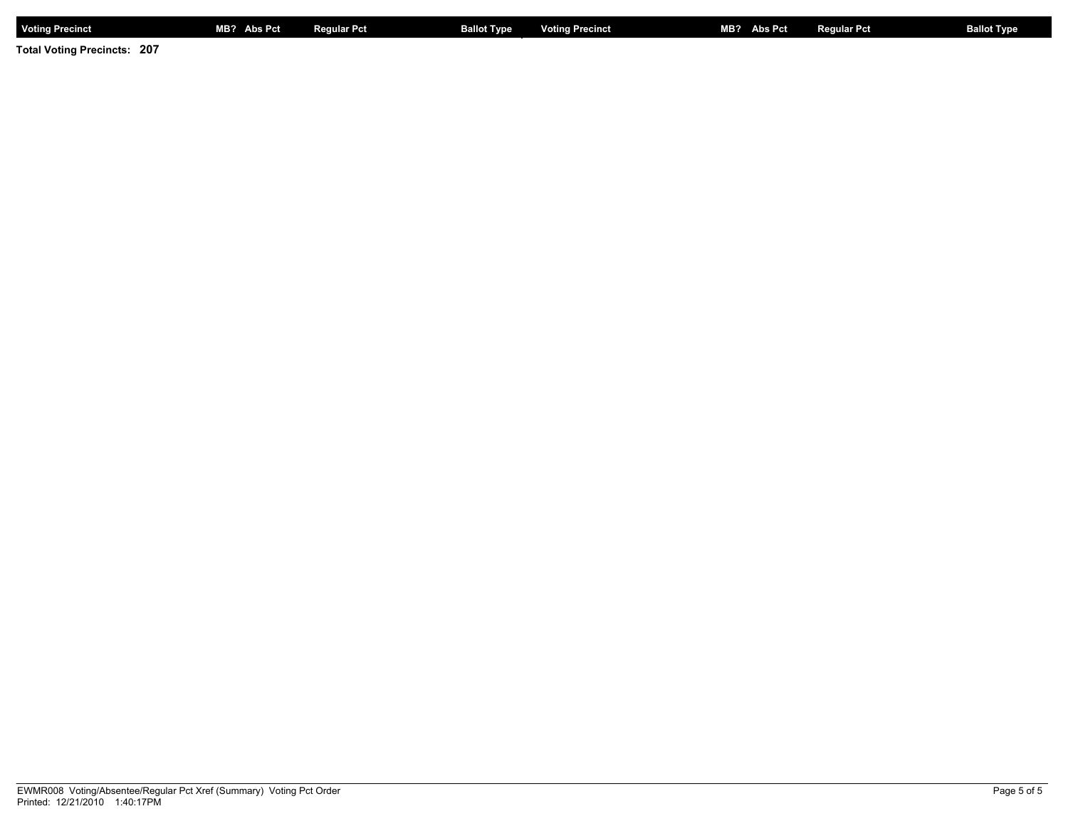| Voting Precinct | MB? | Abs Pct | Regular Pct | Ballot Type | Voting Precinct | MB? | Abs Pct | Regular Pct | Ballot Type |
|---|---|---|---|---|---|---|---|---|---|

**Total Voting Precincts: 207**